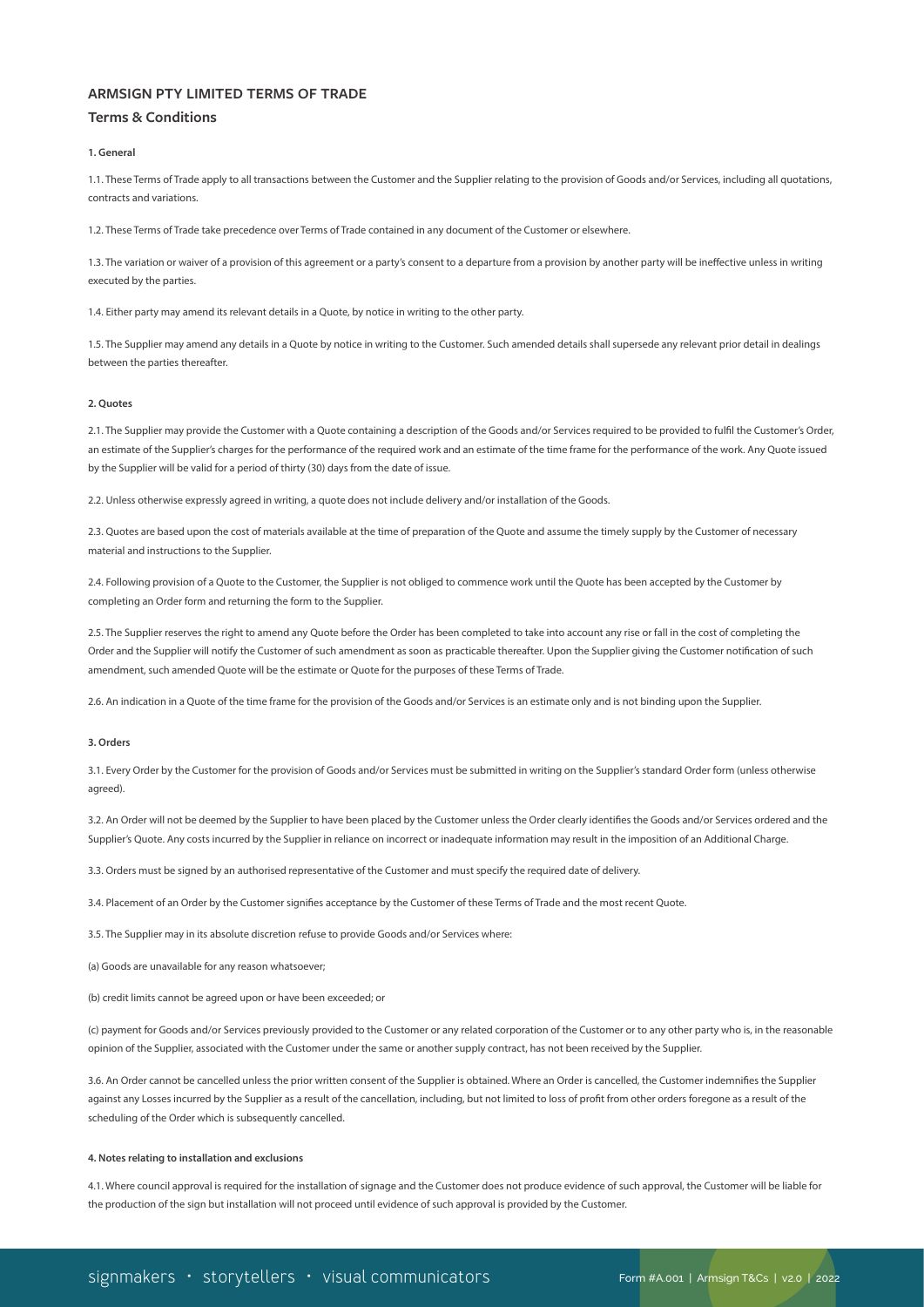# ARMSIGN PTY LIMITED TERMS OF TRADE

## Terms & Conditions

**1. General**

1.1. These Terms of Trade apply to all transactions between the Customer and the Supplier relating to the provision of Goods and/or Services, including all quotations, contracts and variations.

1.2. These Terms of Trade take precedence over Terms of Trade contained in any document of the Customer or elsewhere.

1.3. The variation or waiver of a provision of this agreement or a party's consent to a departure from a provision by another party will be ineffective unless in writing executed by the parties.

1.4. Either party may amend its relevant details in a Quote, by notice in writing to the other party.

1.5. The Supplier may amend any details in a Quote by notice in writing to the Customer. Such amended details shall supersede any relevant prior detail in dealings between the parties thereafter.

**2. Quotes**

2.1. The Supplier may provide the Customer with a Quote containing a description of the Goods and/or Services required to be provided to fulfil the Customer's Order, an estimate of the Supplier's charges for the performance of the required work and an estimate of the time frame for the performance of the work. Any Quote issued by the Supplier will be valid for a period of thirty (30) days from the date of issue.

2.2. Unless otherwise expressly agreed in writing, a quote does not include delivery and/or installation of the Goods.

2.3. Quotes are based upon the cost of materials available at the time of preparation of the Quote and assume the timely supply by the Customer of necessary material and instructions to the Supplier.

2.4. Following provision of a Quote to the Customer, the Supplier is not obliged to commence work until the Quote has been accepted by the Customer by completing an Order form and returning the form to the Supplier.

2.5. The Supplier reserves the right to amend any Quote before the Order has been completed to take into account any rise or fall in the cost of completing the Order and the Supplier will notify the Customer of such amendment as soon as practicable thereafter. Upon the Supplier giving the Customer notification of such amendment, such amended Quote will be the estimate or Quote for the purposes of these Terms of Trade.

2.6. An indication in a Quote of the time frame for the provision of the Goods and/or Services is an estimate only and is not binding upon the Supplier.

**3. Orders**

3.1. Every Order by the Customer for the provision of Goods and/or Services must be submitted in writing on the Supplier's standard Order form (unless otherwise agreed).

3.2. An Order will not be deemed by the Supplier to have been placed by the Customer unless the Order clearly identifies the Goods and/or Services ordered and the Supplier's Quote. Any costs incurred by the Supplier in reliance on incorrect or inadequate information may result in the imposition of an Additional Charge.

3.3. Orders must be signed by an authorised representative of the Customer and must specify the required date of delivery.

3.4. Placement of an Order by the Customer signifies acceptance by the Customer of these Terms of Trade and the most recent Quote.

3.5. The Supplier may in its absolute discretion refuse to provide Goods and/or Services where:

(a) Goods are unavailable for any reason whatsoever;

(b) credit limits cannot be agreed upon or have been exceeded; or

(c) payment for Goods and/or Services previously provided to the Customer or any related corporation of the Customer or to any other party who is, in the reasonable opinion of the Supplier, associated with the Customer under the same or another supply contract, has not been received by the Supplier.

3.6. An Order cannot be cancelled unless the prior written consent of the Supplier is obtained. Where an Order is cancelled, the Customer indemnifies the Supplier against any Losses incurred by the Supplier as a result of the cancellation, including, but not limited to loss of profit from other orders foregone as a result of the scheduling of the Order which is subsequently cancelled.

**4. Notes relating to installation and exclusions**

4.1. Where council approval is required for the installation of signage and the Customer does not produce evidence of such approval, the Customer will be liable for the production of the sign but installation will not proceed until evidence of such approval is provided by the Customer.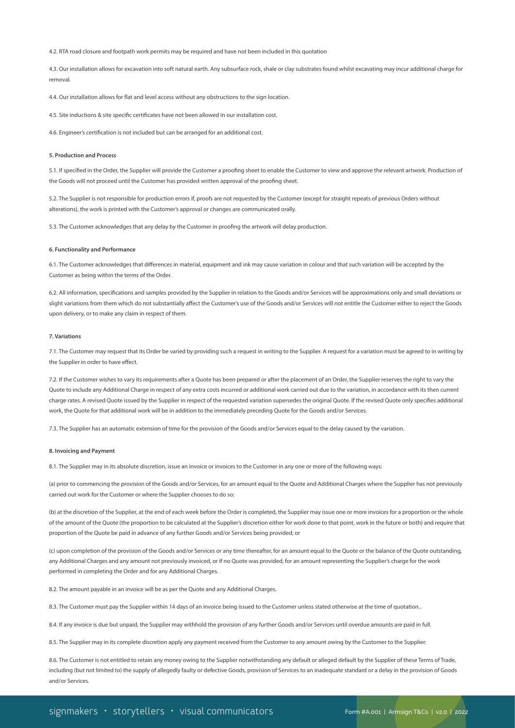4.2. RTA road closure and footpath work permits may be required and have not been included in this quotation

4.3. Our installation allows for excavation into soft natural earth. Any subsurface rock, shale or clay substrates found whilst excavating may incur additional charge for removal.

4.4. Our installation allows for flat and level access without any obstructions to the sign location.

4.5. Site inductions & site specific certificates have not been allowed in our installation cost.

4.6. Engineer's certification is not included but can be arranged for an additional cost.

**5. Production and Process**

5.1. If specified in the Order, the Supplier will provide the Customer a proofing sheet to enable the Customer to view and approve the relevant artwork. Production of the Goods will not proceed until the Customer has provided written approval of the proofing sheet.

5.2. The Supplier is not responsible for production errors if, proofs are not requested by the Customer (except for straight repeats of previous Orders without alterations), the work is printed with the Customer's approval or changes are communicated orally.

5.3. The Customer acknowledges that any delay by the Customer in proofing the artwork will delay production.

**6. Functionality and Performance**

6.1. The Customer acknowledges that differences in material, equipment and ink may cause variation in colour and that such variation will be accepted by the Customer as being within the terms of the Order.

6.2. All information, specifications and samples provided by the Supplier in relation to the Goods and/or Services will be approximations only and small deviations or slight variations from them which do not substantially affect the Customer's use of the Goods and/or Services will not entitle the Customer either to reject the Goods upon delivery, or to make any claim in respect of them.

**7. Variations**

7.1. The Customer may request that its Order be varied by providing such a request in writing to the Supplier. A request for a variation must be agreed to in writing by the Supplier in order to have effect.

7.2. If the Customer wishes to vary its requirements after a Quote has been prepared or after the placement of an Order, the Supplier reserves the right to vary the Quote to include any Additional Charge in respect of any extra costs incurred or additional work carried out due to the variation, in accordance with its then current charge rates. A revised Quote issued by the Supplier in respect of the requested variation supersedes the original Quote. If the revised Quote only specifies additional work, the Quote for that additional work will be in addition to the immediately preceding Quote for the Goods and/or Services.

7.3. The Supplier has an automatic extension of time for the provision of the Goods and/or Services equal to the delay caused by the variation.

**8. Invoicing and Payment**

8.1. The Supplier may in its absolute discretion, issue an invoice or invoices to the Customer in any one or more of the following ways:

(a) prior to commencing the provision of the Goods and/or Services, for an amount equal to the Quote and Additional Charges where the Supplier has not previously carried out work for the Customer or where the Supplier chooses to do so;

(b) at the discretion of the Supplier, at the end of each week before the Order is completed, the Supplier may issue one or more invoices for a proportion or the whole of the amount of the Quote (the proportion to be calculated at the Supplier's discretion either for work done to that point, work in the future or both) and require that proportion of the Quote be paid in advance of any further Goods and/or Services being provided; or

(c) upon completion of the provision of the Goods and/or Services or any time thereafter, for an amount equal to the Quote or the balance of the Quote outstanding, any Additional Charges and any amount not previously invoiced, or if no Quote was provided, for an amount representing the Supplier's charge for the work performed in completing the Order and for any Additional Charges.

8.2. The amount payable in an invoice will be as per the Quote and any Additional Charges.

8.3. The Customer must pay the Supplier within 14 days of an invoice being issued to the Customer unless stated otherwise at the time of quotation..

8.4. If any invoice is due but unpaid, the Supplier may withhold the provision of any further Goods and/or Services until overdue amounts are paid in full.

8.5. The Supplier may in its complete discretion apply any payment received from the Customer to any amount owing by the Customer to the Supplier.

8.6. The Customer is not entitled to retain any money owing to the Supplier notwithstanding any default or alleged default by the Supplier of these Terms of Trade, including (but not limited to) the supply of allegedly faulty or defective Goods, provision of Services to an inadequate standard or a delay in the provision of Goods and/or Services.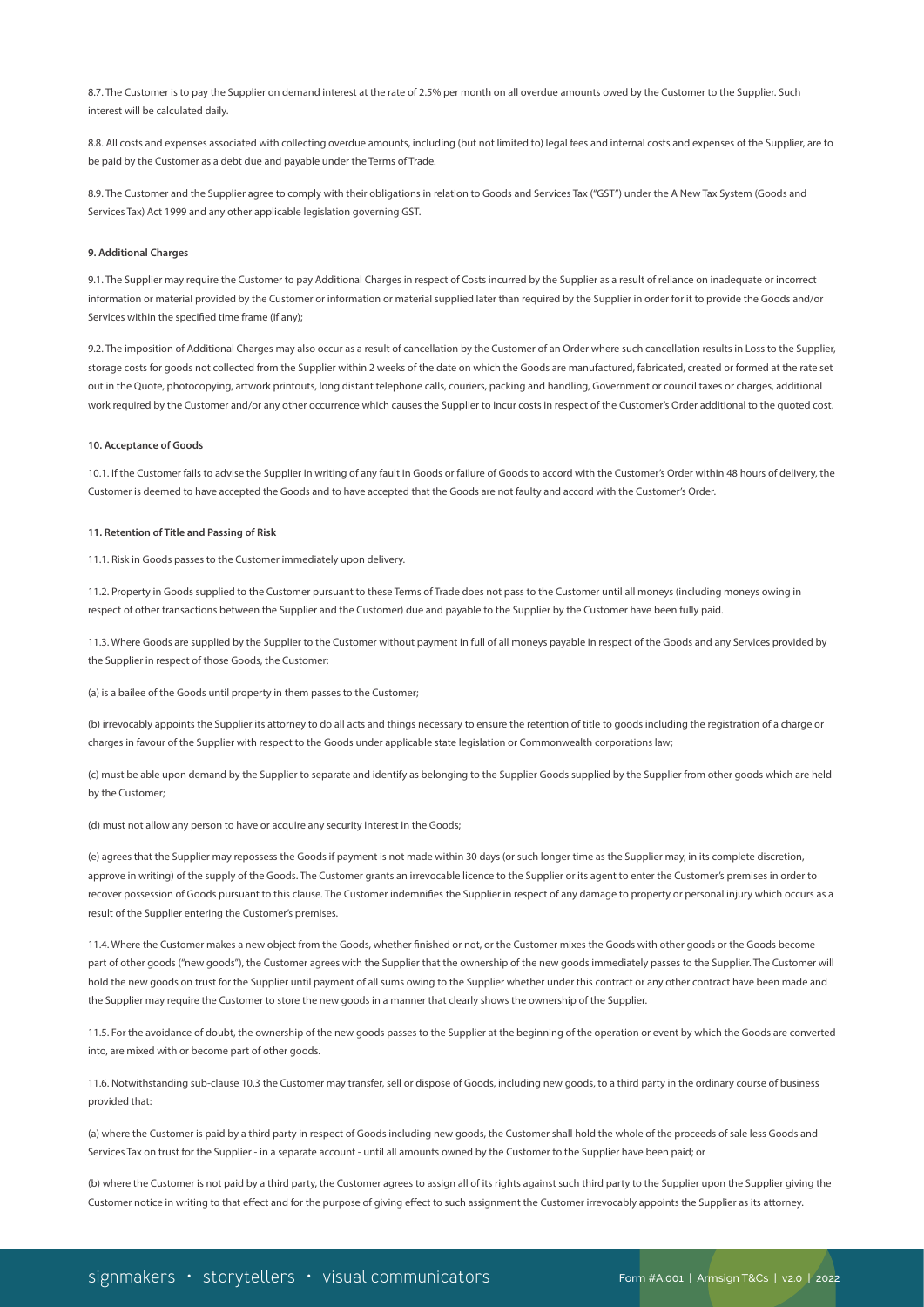8.7. The Customer is to pay the Supplier on demand interest at the rate of 2.5% per month on all overdue amounts owed by the Customer to the Supplier. Such interest will be calculated daily.

8.8. All costs and expenses associated with collecting overdue amounts, including (but not limited to) legal fees and internal costs and expenses of the Supplier, are to be paid by the Customer as a debt due and payable under the Terms of Trade.

8.9. The Customer and the Supplier agree to comply with their obligations in relation to Goods and Services Tax ("GST") under the A New Tax System (Goods and Services Tax) Act 1999 and any other applicable legislation governing GST.

**9. Additional Charges**

9.1. The Supplier may require the Customer to pay Additional Charges in respect of Costs incurred by the Supplier as a result of reliance on inadequate or incorrect information or material provided by the Customer or information or material supplied later than required by the Supplier in order for it to provide the Goods and/or Services within the specified time frame (if any);

9.2. The imposition of Additional Charges may also occur as a result of cancellation by the Customer of an Order where such cancellation results in Loss to the Supplier, storage costs for goods not collected from the Supplier within 2 weeks of the date on which the Goods are manufactured, fabricated, created or formed at the rate set out in the Quote, photocopying, artwork printouts, long distant telephone calls, couriers, packing and handling, Government or council taxes or charges, additional work required by the Customer and/or any other occurrence which causes the Supplier to incur costs in respect of the Customer's Order additional to the quoted cost.

**10. Acceptance of Goods**

10.1. If the Customer fails to advise the Supplier in writing of any fault in Goods or failure of Goods to accord with the Customer's Order within 48 hours of delivery, the Customer is deemed to have accepted the Goods and to have accepted that the Goods are not faulty and accord with the Customer's Order.

**11. Retention of Title and Passing of Risk**

11.1. Risk in Goods passes to the Customer immediately upon delivery.

11.2. Property in Goods supplied to the Customer pursuant to these Terms of Trade does not pass to the Customer until all moneys (including moneys owing in respect of other transactions between the Supplier and the Customer) due and payable to the Supplier by the Customer have been fully paid.

11.3. Where Goods are supplied by the Supplier to the Customer without payment in full of all moneys payable in respect of the Goods and any Services provided by the Supplier in respect of those Goods, the Customer:

(a) is a bailee of the Goods until property in them passes to the Customer;

(b) irrevocably appoints the Supplier its attorney to do all acts and things necessary to ensure the retention of title to goods including the registration of a charge or charges in favour of the Supplier with respect to the Goods under applicable state legislation or Commonwealth corporations law;

(c) must be able upon demand by the Supplier to separate and identify as belonging to the Supplier Goods supplied by the Supplier from other goods which are held by the Customer;

(d) must not allow any person to have or acquire any security interest in the Goods;

(e) agrees that the Supplier may repossess the Goods if payment is not made within 30 days (or such longer time as the Supplier may, in its complete discretion, approve in writing) of the supply of the Goods. The Customer grants an irrevocable licence to the Supplier or its agent to enter the Customer's premises in order to recover possession of Goods pursuant to this clause. The Customer indemnifies the Supplier in respect of any damage to property or personal injury which occurs as a result of the Supplier entering the Customer's premises.

11.4. Where the Customer makes a new object from the Goods, whether finished or not, or the Customer mixes the Goods with other goods or the Goods become part of other goods ("new goods"), the Customer agrees with the Supplier that the ownership of the new goods immediately passes to the Supplier. The Customer will hold the new goods on trust for the Supplier until payment of all sums owing to the Supplier whether under this contract or any other contract have been made and the Supplier may require the Customer to store the new goods in a manner that clearly shows the ownership of the Supplier.

11.5. For the avoidance of doubt, the ownership of the new goods passes to the Supplier at the beginning of the operation or event by which the Goods are converted into, are mixed with or become part of other goods.

11.6. Notwithstanding sub-clause 10.3 the Customer may transfer, sell or dispose of Goods, including new goods, to a third party in the ordinary course of business provided that:

(a) where the Customer is paid by a third party in respect of Goods including new goods, the Customer shall hold the whole of the proceeds of sale less Goods and Services Tax on trust for the Supplier - in a separate account - until all amounts owned by the Customer to the Supplier have been paid; or

(b) where the Customer is not paid by a third party, the Customer agrees to assign all of its rights against such third party to the Supplier upon the Supplier giving the Customer notice in writing to that effect and for the purpose of giving effect to such assignment the Customer irrevocably appoints the Supplier as its attorney.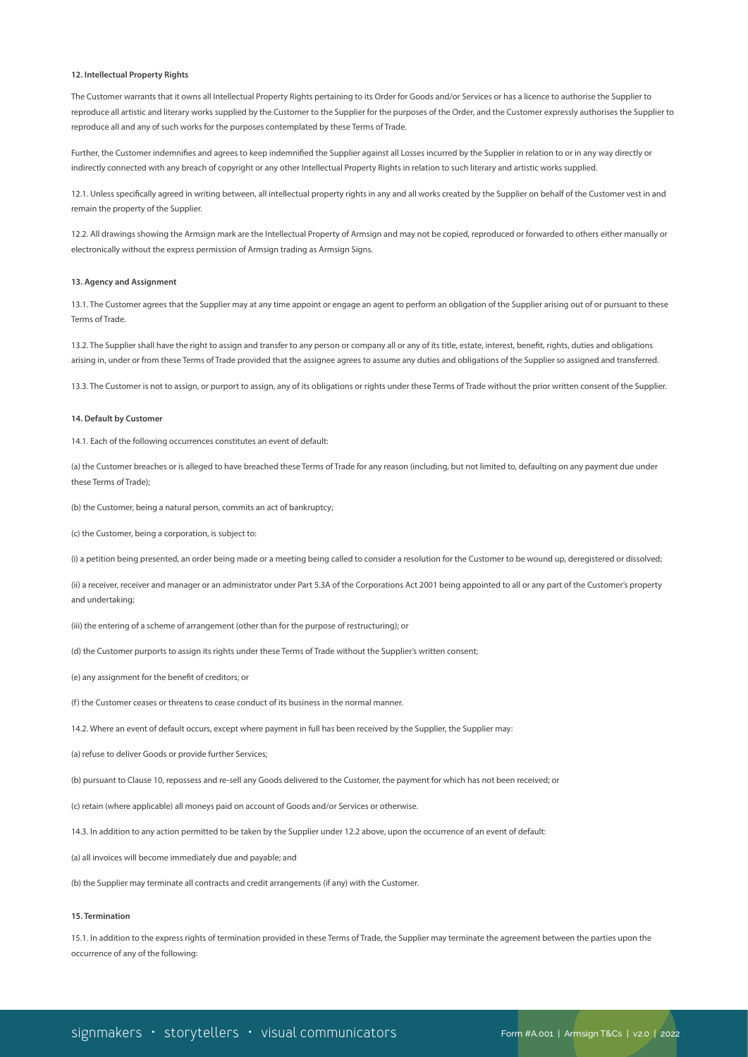#### 12. Intellectual Property Rights

The Customer warrants that it owns all Intellectual Property Rights pertaining to its Order for Goods and/or Services or has a licence to authorise the Supplier to reproduce all artistic and literary works supplied by the Customer to the Supplier for the purposes of the Order, and the Customer expressly authorises the Supplier to reproduce all and any of such works for the purposes contemplated by these Terms of Trade.

Further, the Customer indemnifies and agrees to keep indemnified the Supplier against all Losses incurred by the Supplier in relation to or in any way directly or indirectly connected with any breach of copyright or any other Intellectual Property Rights in relation to such literary and artistic works supplied.

12.1. Unless specifically agreed in writing between, all intellectual property rights in any and all works created by the Supplier on behalf of the Customer vest in and remain the property of the Supplier.

12.2. All drawings showing the Armsign mark are the Intellectual Property of Armsign and may not be copied, reproduced or forwarded to others either manually or electronically without the express permission of Armsign trading as Armsign Signs.

#### 13. Agency and Assignment

13.1. The Customer agrees that the Supplier may at any time appoint or engage an agent to perform an obligation of the Supplier arising out of or pursuant to these Terms of Trade.

13.2. The Supplier shall have the right to assign and transfer to any person or company all or any of its title, estate, interest, benefit, rights, duties and obligations arising in, under or from these Terms of Trade provided that the assignee agrees to assume any duties and obligations of the Supplier so assigned and transferred.

13.3. The Customer is not to assign, or purport to assign, any of its obligations or rights under these Terms of Trade without the prior written consent of the Supplier.

#### 14. Default by Customer

14.1. Each of the following occurrences constitutes an event of default:

(a) the Customer breaches or is alleged to have breached these Terms of Trade for any reason (including, but not limited to, defaulting on any payment due under these Terms of Trade);

(b) the Customer, being a natural person, commits an act of bankruptcy;

(c) the Customer, being a corporation, is subject to:

(i) a petition being presented, an order being made or a meeting being called to consider a resolution for the Customer to be wound up, deregistered or dissolved;

(ii) a receiver, receiver and manager or an administrator under Part 5.3A of the Corporations Act 2001 being appointed to all or any part of the Customer's property and undertaking;

(iii) the entering of a scheme of arrangement (other than for the purpose of restructuring); or

(d) the Customer purports to assign its rights under these Terms of Trade without the Supplier's written consent;

(e) any assignment for the benefit of creditors; or

(f) the Customer ceases or threatens to cease conduct of its business in the normal manner.

14.2. Where an event of default occurs, except where payment in full has been received by the Supplier, the Supplier may:

(a) refuse to deliver Goods or provide further Services;

(b) pursuant to Clause 10, repossess and re-sell any Goods delivered to the Customer, the payment for which has not been received; or

(c) retain (where applicable) all moneys paid on account of Goods and/or Services or otherwise.

14.3. In addition to any action permitted to be taken by the Supplier under 12.2 above, upon the occurrence of an event of default:

(a) all invoices will become immediately due and payable; and

(b) the Supplier may terminate all contracts and credit arrangements (if any) with the Customer.

#### 15. Termination

15.1. In addition to the express rights of termination provided in these Terms of Trade, the Supplier may terminate the agreement between the parties upon the occurrence of any of the following: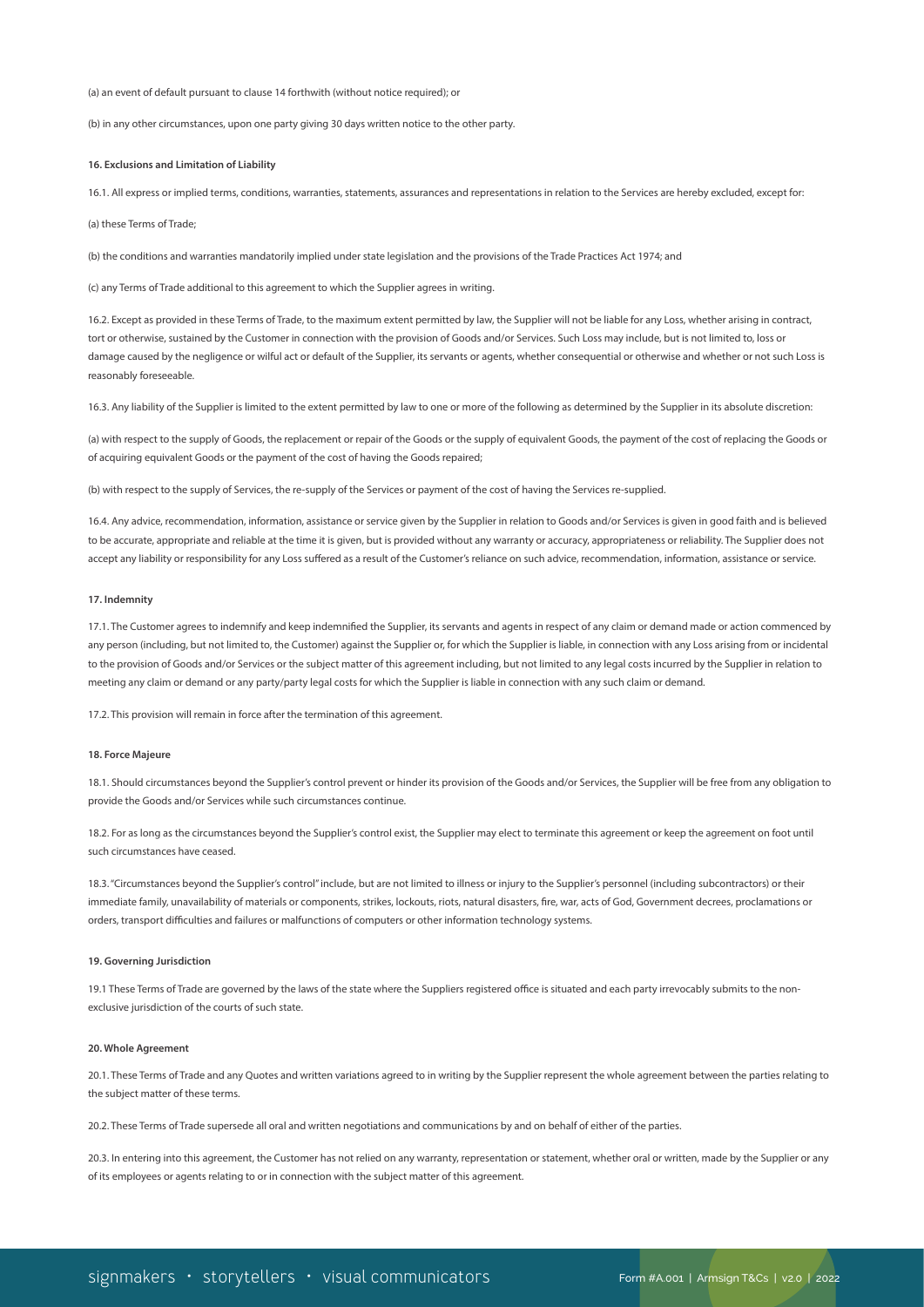(a) an event of default pursuant to clause 14 forthwith (without notice required); or

(b) in any other circumstances, upon one party giving 30 days written notice to the other party.

**16. Exclusions and Limitation of Liability**

16.1. All express or implied terms, conditions, warranties, statements, assurances and representations in relation to the Services are hereby excluded, except for:

(a) these Terms of Trade;

(b) the conditions and warranties mandatorily implied under state legislation and the provisions of the Trade Practices Act 1974; and

(c) any Terms of Trade additional to this agreement to which the Supplier agrees in writing.

16.2. Except as provided in these Terms of Trade, to the maximum extent permitted by law, the Supplier will not be liable for any Loss, whether arising in contract, tort or otherwise, sustained by the Customer in connection with the provision of Goods and/or Services. Such Loss may include, but is not limited to, loss or damage caused by the negligence or wilful act or default of the Supplier, its servants or agents, whether consequential or otherwise and whether or not such Loss is reasonably foreseeable.

16.3. Any liability of the Supplier is limited to the extent permitted by law to one or more of the following as determined by the Supplier in its absolute discretion:

(a) with respect to the supply of Goods, the replacement or repair of the Goods or the supply of equivalent Goods, the payment of the cost of replacing the Goods or of acquiring equivalent Goods or the payment of the cost of having the Goods repaired;

(b) with respect to the supply of Services, the re-supply of the Services or payment of the cost of having the Services re-supplied.

16.4. Any advice, recommendation, information, assistance or service given by the Supplier in relation to Goods and/or Services is given in good faith and is believed to be accurate, appropriate and reliable at the time it is given, but is provided without any warranty or accuracy, appropriateness or reliability. The Supplier does not accept any liability or responsibility for any Loss suffered as a result of the Customer's reliance on such advice, recommendation, information, assistance or service.

**17. Indemnity**

17.1. The Customer agrees to indemnify and keep indemnified the Supplier, its servants and agents in respect of any claim or demand made or action commenced by any person (including, but not limited to, the Customer) against the Supplier or, for which the Supplier is liable, in connection with any Loss arising from or incidental to the provision of Goods and/or Services or the subject matter of this agreement including, but not limited to any legal costs incurred by the Supplier in relation to meeting any claim or demand or any party/party legal costs for which the Supplier is liable in connection with any such claim or demand.

17.2. This provision will remain in force after the termination of this agreement.

**18. Force Majeure**

18.1. Should circumstances beyond the Supplier's control prevent or hinder its provision of the Goods and/or Services, the Supplier will be free from any obligation to provide the Goods and/or Services while such circumstances continue.

18.2. For as long as the circumstances beyond the Supplier's control exist, the Supplier may elect to terminate this agreement or keep the agreement on foot until such circumstances have ceased.

18.3. "Circumstances beyond the Supplier's control" include, but are not limited to illness or injury to the Supplier's personnel (including subcontractors) or their immediate family, unavailability of materials or components, strikes, lockouts, riots, natural disasters, fire, war, acts of God, Government decrees, proclamations or orders, transport difficulties and failures or malfunctions of computers or other information technology systems.

**19. Governing Jurisdiction**

19.1 These Terms of Trade are governed by the laws of the state where the Suppliers registered office is situated and each party irrevocably submits to the non-exclusive jurisdiction of the courts of such state.

**20. Whole Agreement**

20.1. These Terms of Trade and any Quotes and written variations agreed to in writing by the Supplier represent the whole agreement between the parties relating to the subject matter of these terms.

20.2. These Terms of Trade supersede all oral and written negotiations and communications by and on behalf of either of the parties.

20.3. In entering into this agreement, the Customer has not relied on any warranty, representation or statement, whether oral or written, made by the Supplier or any of its employees or agents relating to or in connection with the subject matter of this agreement.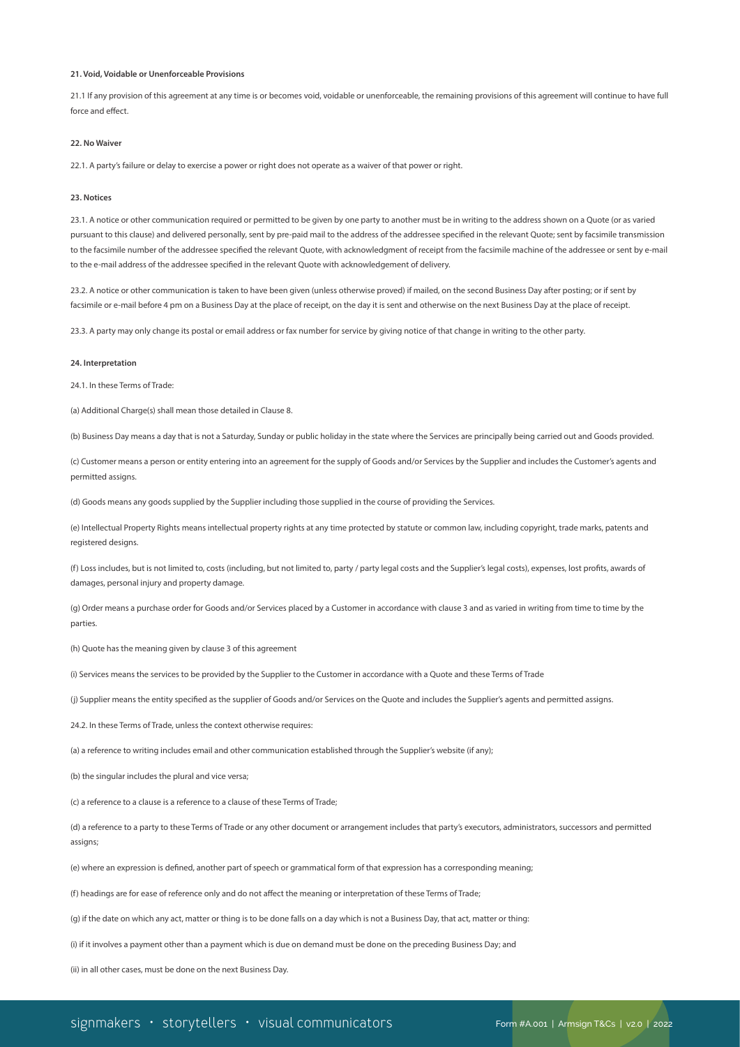#### 21. Void, Voidable or Unenforceable Provisions

21.1 If any provision of this agreement at any time is or becomes void, voidable or unenforceable, the remaining provisions of this agreement will continue to have full force and effect.

#### 22. No Waiver

22.1. A party's failure or delay to exercise a power or right does not operate as a waiver of that power or right.

#### 23. Notices

23.1. A notice or other communication required or permitted to be given by one party to another must be in writing to the address shown on a Quote (or as varied pursuant to this clause) and delivered personally, sent by pre-paid mail to the address of the addressee specified in the relevant Quote; sent by facsimile transmission to the facsimile number of the addressee specified the relevant Quote, with acknowledgment of receipt from the facsimile machine of the addressee or sent by e-mail to the e-mail address of the addressee specified in the relevant Quote with acknowledgement of delivery.

23.2. A notice or other communication is taken to have been given (unless otherwise proved) if mailed, on the second Business Day after posting; or if sent by facsimile or e-mail before 4 pm on a Business Day at the place of receipt, on the day it is sent and otherwise on the next Business Day at the place of receipt.

23.3. A party may only change its postal or email address or fax number for service by giving notice of that change in writing to the other party.

#### 24. Interpretation

24.1. In these Terms of Trade:

(a) Additional Charge(s) shall mean those detailed in Clause 8.

(b) Business Day means a day that is not a Saturday, Sunday or public holiday in the state where the Services are principally being carried out and Goods provided.

(c) Customer means a person or entity entering into an agreement for the supply of Goods and/or Services by the Supplier and includes the Customer's agents and permitted assigns.

(d) Goods means any goods supplied by the Supplier including those supplied in the course of providing the Services.

(e) Intellectual Property Rights means intellectual property rights at any time protected by statute or common law, including copyright, trade marks, patents and registered designs.

(f) Loss includes, but is not limited to, costs (including, but not limited to, party / party legal costs and the Supplier's legal costs), expenses, lost profits, awards of damages, personal injury and property damage.

(g) Order means a purchase order for Goods and/or Services placed by a Customer in accordance with clause 3 and as varied in writing from time to time by the parties.

(h) Quote has the meaning given by clause 3 of this agreement

(i) Services means the services to be provided by the Supplier to the Customer in accordance with a Quote and these Terms of Trade

(j) Supplier means the entity specified as the supplier of Goods and/or Services on the Quote and includes the Supplier's agents and permitted assigns.

24.2. In these Terms of Trade, unless the context otherwise requires:

(a) a reference to writing includes email and other communication established through the Supplier's website (if any);

(b) the singular includes the plural and vice versa;

(c) a reference to a clause is a reference to a clause of these Terms of Trade;

(d) a reference to a party to these Terms of Trade or any other document or arrangement includes that party's executors, administrators, successors and permitted assigns;

(e) where an expression is defined, another part of speech or grammatical form of that expression has a corresponding meaning;

(f) headings are for ease of reference only and do not affect the meaning or interpretation of these Terms of Trade;

(g) if the date on which any act, matter or thing is to be done falls on a day which is not a Business Day, that act, matter or thing:

(i) if it involves a payment other than a payment which is due on demand must be done on the preceding Business Day; and

(ii) in all other cases, must be done on the next Business Day.